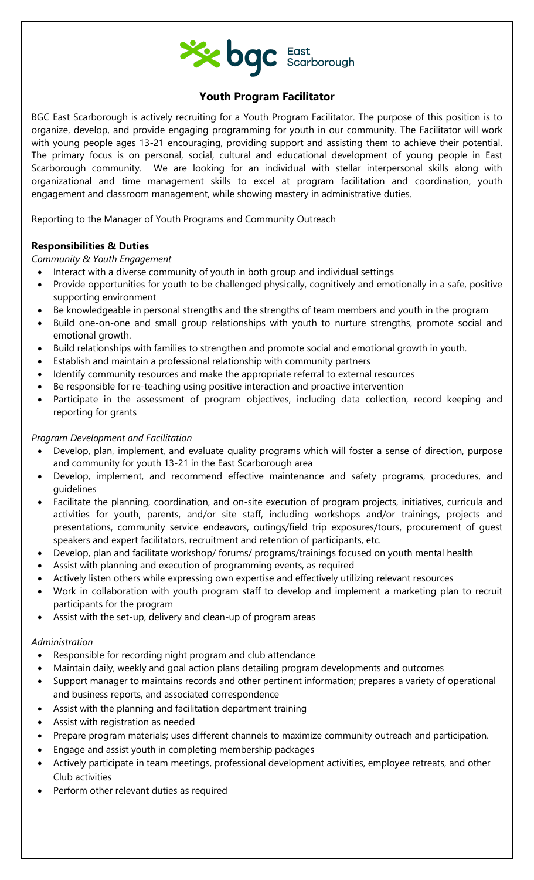bgc East Scarborough

# Youth Program Facilitator

BGC East Scarborough is actively recruiting for a Youth Program Facilitator. The purpose of this position is to organize, develop, and provide engaging programming for youth in our community. The Facilitator will work with young people ages 13-21 encouraging, providing support and assisting them to achieve their potential. The primary focus is on personal, social, cultural and educational development of young people in East Scarborough community. We are looking for an individual with stellar interpersonal skills along with organizational and time management skills to excel at program facilitation and coordination, youth engagement and classroom management, while showing mastery in administrative duties.

Reporting to the Manager of Youth Programs and Community Outreach

## Responsibilities & Duties

*Community & Youth Engagement*

- Interact with a diverse community of youth in both group and individual settings
- Provide opportunities for youth to be challenged physically, cognitively and emotionally in a safe, positive supporting environment
- Be knowledgeable in personal strengths and the strengths of team members and youth in the program
- Build one-on-one and small group relationships with youth to nurture strengths, promote social and emotional growth.
- Build relationships with families to strengthen and promote social and emotional growth in youth.
- Establish and maintain a professional relationship with community partners
- Identify community resources and make the appropriate referral to external resources
- Be responsible for re-teaching using positive interaction and proactive intervention
- Participate in the assessment of program objectives, including data collection, record keeping and reporting for grants

*Program Development and Facilitation*

- Develop, plan, implement, and evaluate quality programs which will foster a sense of direction, purpose and community for youth 13-21 in the East Scarborough area
- Develop, implement, and recommend effective maintenance and safety programs, procedures, and guidelines
- Facilitate the planning, coordination, and on-site execution of program projects, initiatives, curricula and activities for youth, parents, and/or site staff, including workshops and/or trainings, projects and presentations, community service endeavors, outings/field trip exposures/tours, procurement of guest speakers and expert facilitators, recruitment and retention of participants, etc.
- Develop, plan and facilitate workshop/ forums/ programs/trainings focused on youth mental health
- Assist with planning and execution of programming events, as required
- Actively listen others while expressing own expertise and effectively utilizing relevant resources
- Work in collaboration with youth program staff to develop and implement a marketing plan to recruit participants for the program
- Assist with the set-up, delivery and clean-up of program areas

*Administration*

- Responsible for recording night program and club attendance
- Maintain daily, weekly and goal action plans detailing program developments and outcomes
- Support manager to maintains records and other pertinent information; prepares a variety of operational and business reports, and associated correspondence
- Assist with the planning and facilitation department training
- Assist with registration as needed
- Prepare program materials; uses different channels to maximize community outreach and participation.
- Engage and assist youth in completing membership packages
- Actively participate in team meetings, professional development activities, employee retreats, and other Club activities
- Perform other relevant duties as required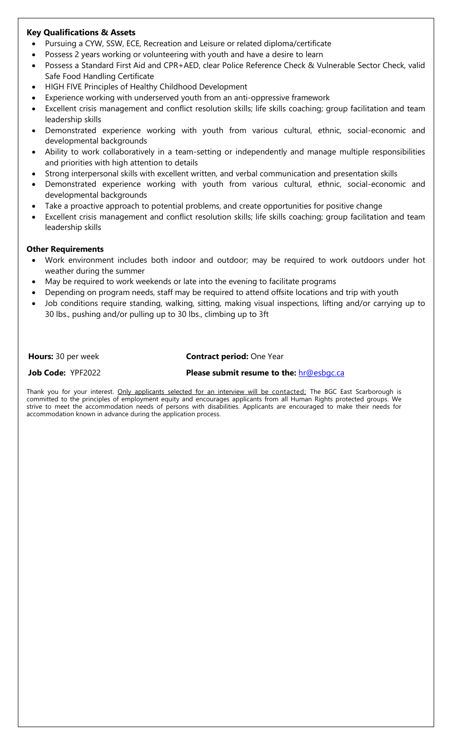### Key Qualifications & Assets

- Pursuing a CYW, SSW, ECE, Recreation and Leisure or related diploma/certificate
- Possess 2 years working or volunteering with youth and have a desire to learn
- Possess a Standard First Aid and CPR+AED, clear Police Reference Check & Vulnerable Sector Check, valid Safe Food Handling Certificate
- HIGH FIVE Principles of Healthy Childhood Development
- Experience working with underserved youth from an anti-oppressive framework
- Excellent crisis management and conflict resolution skills; life skills coaching; group facilitation and team leadership skills
- Demonstrated experience working with youth from various cultural, ethnic, social-economic and developmental backgrounds
- Ability to work collaboratively in a team-setting or independently and manage multiple responsibilities and priorities with high attention to details
- Strong interpersonal skills with excellent written, and verbal communication and presentation skills
- Demonstrated experience working with youth from various cultural, ethnic, social-economic and developmental backgrounds
- Take a proactive approach to potential problems, and create opportunities for positive change
- Excellent crisis management and conflict resolution skills; life skills coaching; group facilitation and team leadership skills

### Other Requirements

- Work environment includes both indoor and outdoor; may be required to work outdoors under hot weather during the summer
- May be required to work weekends or late into the evening to facilitate programs
- Depending on program needs, staff may be required to attend offsite locations and trip with youth
- Job conditions require standing, walking, sitting, making visual inspections, lifting and/or carrying up to 30 lbs., pushing and/or pulling up to 30 lbs., climbing up to 3ft

**Hours:** 30 per week

**Contract period:** One Year

**Job Code:** YPF2022

**Please submit resume to the:** hr@esbgc.ca

Thank you for your interest. Only applicants selected for an interview will be contacted; The BGC East Scarborough is committed to the principles of employment equity and encourages applicants from all Human Rights protected groups. We strive to meet the accommodation needs of persons with disabilities. Applicants are encouraged to make their needs for accommodation known in advance during the application process.